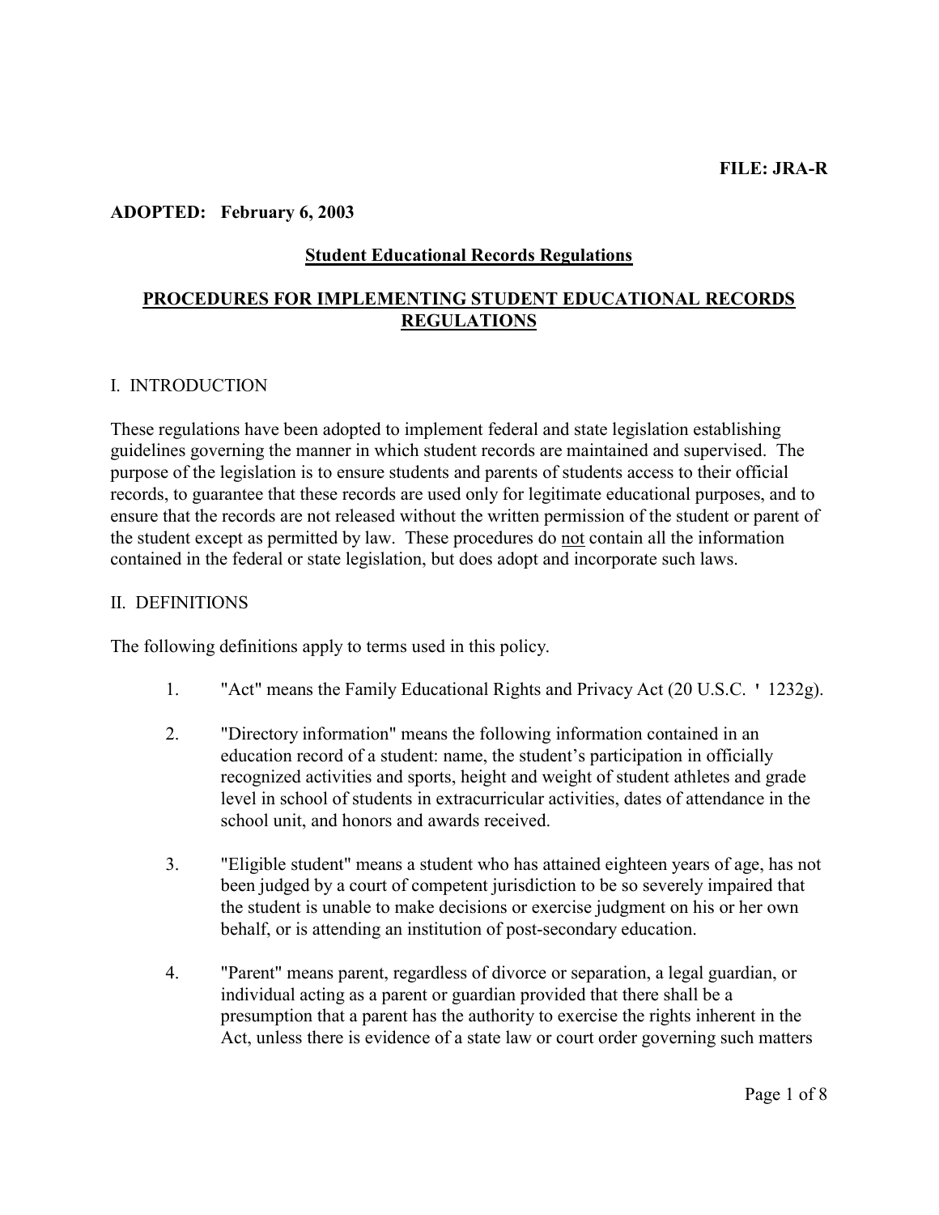**FILE: JRA-R**

**ADOPTED: February 6, 2003**

## Student Educational Records Regulations

## PROCEDURES FOR IMPLEMENTING STUDENT EDUCATIONAL RECORDS REGULATIONS

### I. INTRODUCTION

These regulations have been adopted to implement federal and state legislation establishing guidelines governing the manner in which student records are maintained and supervised. The purpose of the legislation is to ensure students and parents of students access to their official records, to guarantee that these records are used only for legitimate educational purposes, and to ensure that the records are not released without the written permission of the student or parent of the student except as permitted by law. These procedures do not contain all the information contained in the federal or state legislation, but does adopt and incorporate such laws.

### II. DEFINITIONS

The following definitions apply to terms used in this policy.

1. "Act" means the Family Educational Rights and Privacy Act (20 U.S.C. ' 1232g).

2. "Directory information" means the following information contained in an education record of a student: name, the student's participation in officially recognized activities and sports, height and weight of student athletes and grade level in school of students in extracurricular activities, dates of attendance in the school unit, and honors and awards received.

3. "Eligible student" means a student who has attained eighteen years of age, has not been judged by a court of competent jurisdiction to be so severely impaired that the student is unable to make decisions or exercise judgment on his or her own behalf, or is attending an institution of post-secondary education.

4. "Parent" means parent, regardless of divorce or separation, a legal guardian, or individual acting as a parent or guardian provided that there shall be a presumption that a parent has the authority to exercise the rights inherent in the Act, unless there is evidence of a state law or court order governing such matters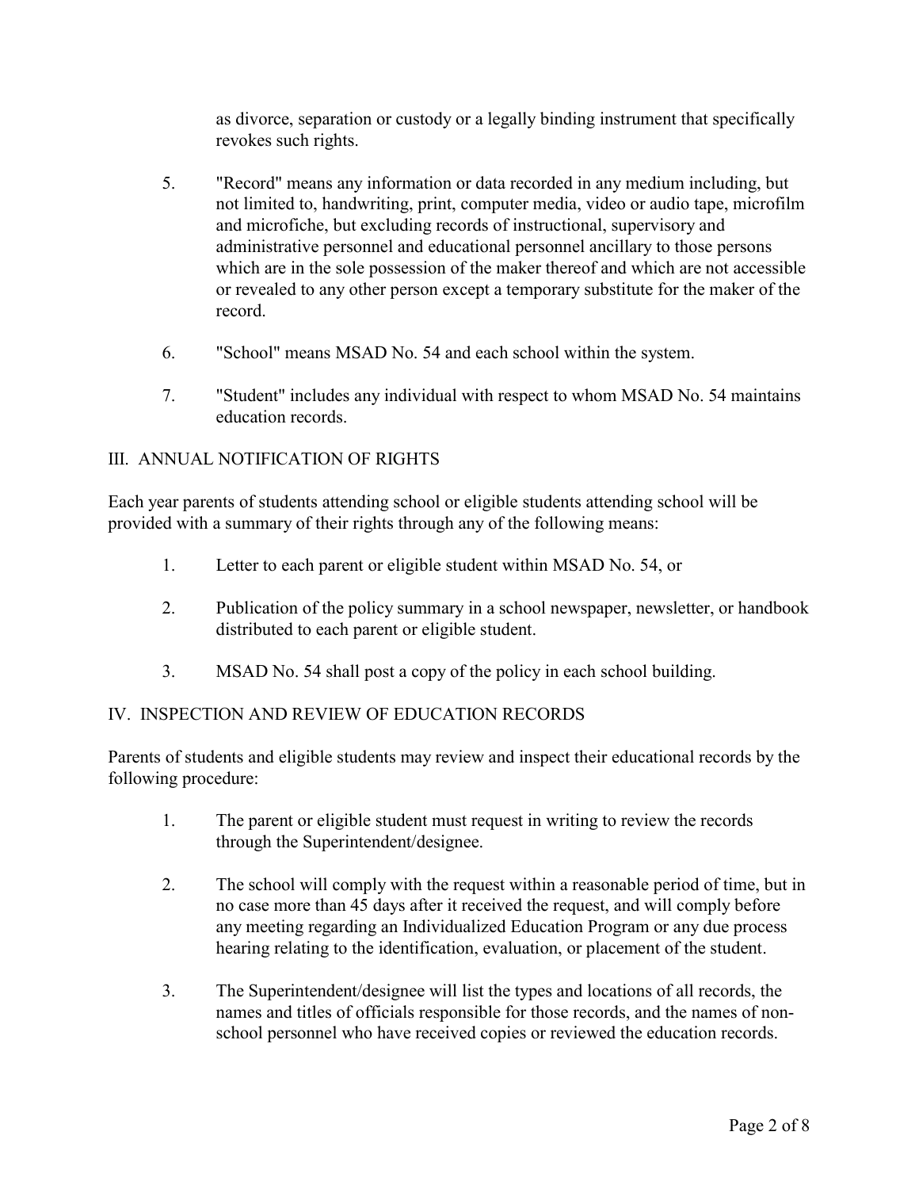as divorce, separation or custody or a legally binding instrument that specifically revokes such rights.

5. "Record" means any information or data recorded in any medium including, but not limited to, handwriting, print, computer media, video or audio tape, microfilm and microfiche, but excluding records of instructional, supervisory and administrative personnel and educational personnel ancillary to those persons which are in the sole possession of the maker thereof and which are not accessible or revealed to any other person except a temporary substitute for the maker of the record.

6. "School" means MSAD No. 54 and each school within the system.

7. "Student" includes any individual with respect to whom MSAD No. 54 maintains education records.

## III. ANNUAL NOTIFICATION OF RIGHTS

Each year parents of students attending school or eligible students attending school will be provided with a summary of their rights through any of the following means:

1. Letter to each parent or eligible student within MSAD No. 54, or

2. Publication of the policy summary in a school newspaper, newsletter, or handbook distributed to each parent or eligible student.

3. MSAD No. 54 shall post a copy of the policy in each school building.

## IV. INSPECTION AND REVIEW OF EDUCATION RECORDS

Parents of students and eligible students may review and inspect their educational records by the following procedure:

1. The parent or eligible student must request in writing to review the records through the Superintendent/designee.

2. The school will comply with the request within a reasonable period of time, but in no case more than 45 days after it received the request, and will comply before any meeting regarding an Individualized Education Program or any due process hearing relating to the identification, evaluation, or placement of the student.

3. The Superintendent/designee will list the types and locations of all records, the names and titles of officials responsible for those records, and the names of non-school personnel who have received copies or reviewed the education records.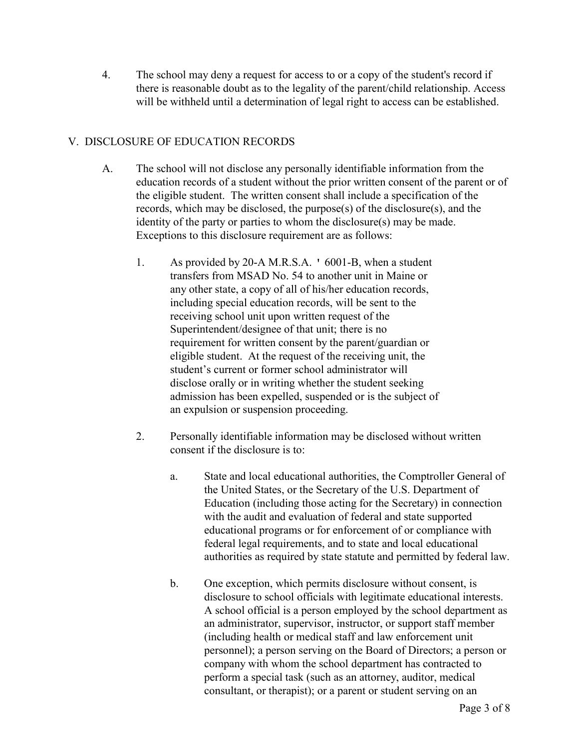4. The school may deny a request for access to or a copy of the student's record if there is reasonable doubt as to the legality of the parent/child relationship. Access will be withheld until a determination of legal right to access can be established.

## V. DISCLOSURE OF EDUCATION RECORDS

A. The school will not disclose any personally identifiable information from the education records of a student without the prior written consent of the parent or of the eligible student. The written consent shall include a specification of the records, which may be disclosed, the purpose(s) of the disclosure(s), and the identity of the party or parties to whom the disclosure(s) may be made. Exceptions to this disclosure requirement are as follows:

1. As provided by 20-A M.R.S.A. ' 6001-B, when a student transfers from MSAD No. 54 to another unit in Maine or any other state, a copy of all of his/her education records, including special education records, will be sent to the receiving school unit upon written request of the Superintendent/designee of that unit; there is no requirement for written consent by the parent/guardian or eligible student. At the request of the receiving unit, the student's current or former school administrator will disclose orally or in writing whether the student seeking admission has been expelled, suspended or is the subject of an expulsion or suspension proceeding.

2. Personally identifiable information may be disclosed without written consent if the disclosure is to:

   a. State and local educational authorities, the Comptroller General of the United States, or the Secretary of the U.S. Department of Education (including those acting for the Secretary) in connection with the audit and evaluation of federal and state supported educational programs or for enforcement of or compliance with federal legal requirements, and to state and local educational authorities as required by state statute and permitted by federal law.

   b. One exception, which permits disclosure without consent, is disclosure to school officials with legitimate educational interests. A school official is a person employed by the school department as an administrator, supervisor, instructor, or support staff member (including health or medical staff and law enforcement unit personnel); a person serving on the Board of Directors; a person or company with whom the school department has contracted to perform a special task (such as an attorney, auditor, medical consultant, or therapist); or a parent or student serving on an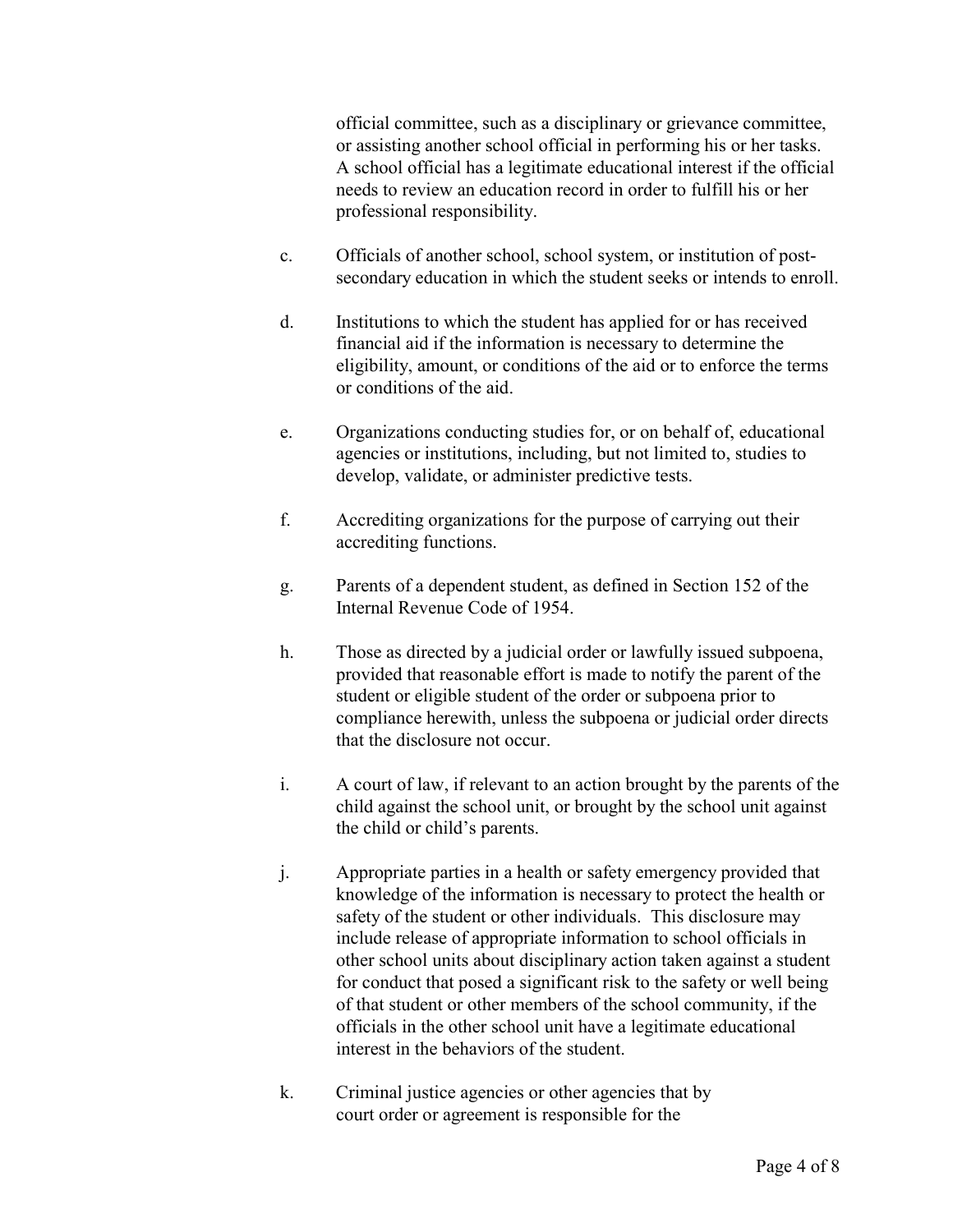official committee, such as a disciplinary or grievance committee, or assisting another school official in performing his or her tasks. A school official has a legitimate educational interest if the official needs to review an education record in order to fulfill his or her professional responsibility.

c. Officials of another school, school system, or institution of post-secondary education in which the student seeks or intends to enroll.

d. Institutions to which the student has applied for or has received financial aid if the information is necessary to determine the eligibility, amount, or conditions of the aid or to enforce the terms or conditions of the aid.

e. Organizations conducting studies for, or on behalf of, educational agencies or institutions, including, but not limited to, studies to develop, validate, or administer predictive tests.

f. Accrediting organizations for the purpose of carrying out their accrediting functions.

g. Parents of a dependent student, as defined in Section 152 of the Internal Revenue Code of 1954.

h. Those as directed by a judicial order or lawfully issued subpoena, provided that reasonable effort is made to notify the parent of the student or eligible student of the order or subpoena prior to compliance herewith, unless the subpoena or judicial order directs that the disclosure not occur.

i. A court of law, if relevant to an action brought by the parents of the child against the school unit, or brought by the school unit against the child or child's parents.

j. Appropriate parties in a health or safety emergency provided that knowledge of the information is necessary to protect the health or safety of the student or other individuals. This disclosure may include release of appropriate information to school officials in other school units about disciplinary action taken against a student for conduct that posed a significant risk to the safety or well being of that student or other members of the school community, if the officials in the other school unit have a legitimate educational interest in the behaviors of the student.

k. Criminal justice agencies or other agencies that by court order or agreement is responsible for the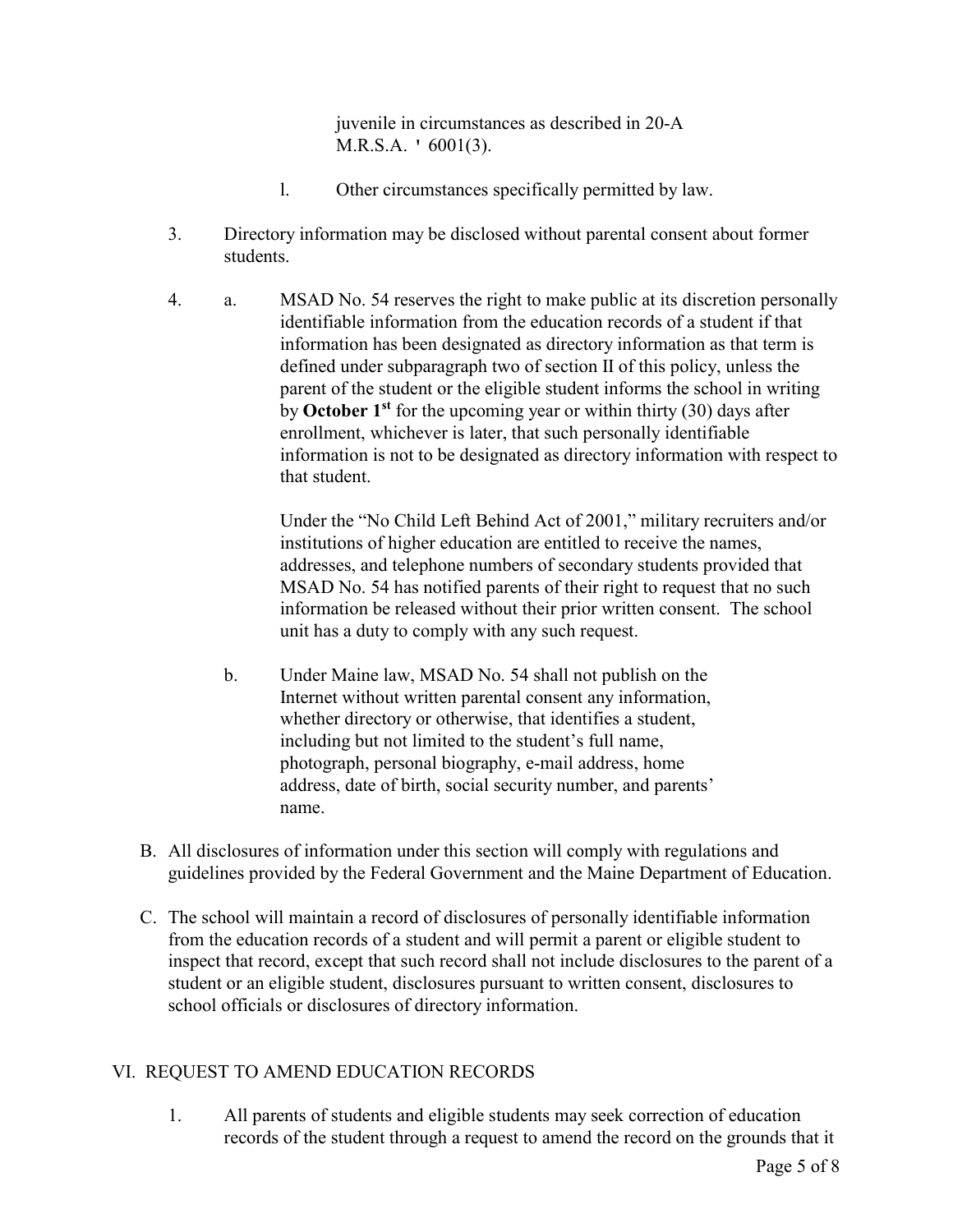juvenile in circumstances as described in 20-A M.R.S.A. ' 6001(3).

l. Other circumstances specifically permitted by law.

3. Directory information may be disclosed without parental consent about former students.

4. a. MSAD No. 54 reserves the right to make public at its discretion personally identifiable information from the education records of a student if that information has been designated as directory information as that term is defined under subparagraph two of section II of this policy, unless the parent of the student or the eligible student informs the school in writing by **October 1st** for the upcoming year or within thirty (30) days after enrollment, whichever is later, that such personally identifiable information is not to be designated as directory information with respect to that student.

   Under the "No Child Left Behind Act of 2001," military recruiters and/or institutions of higher education are entitled to receive the names, addresses, and telephone numbers of secondary students provided that MSAD No. 54 has notified parents of their right to request that no such information be released without their prior written consent. The school unit has a duty to comply with any such request.

   b. Under Maine law, MSAD No. 54 shall not publish on the Internet without written parental consent any information, whether directory or otherwise, that identifies a student, including but not limited to the student's full name, photograph, personal biography, e-mail address, home address, date of birth, social security number, and parents' name.

B. All disclosures of information under this section will comply with regulations and guidelines provided by the Federal Government and the Maine Department of Education.

C. The school will maintain a record of disclosures of personally identifiable information from the education records of a student and will permit a parent or eligible student to inspect that record, except that such record shall not include disclosures to the parent of a student or an eligible student, disclosures pursuant to written consent, disclosures to school officials or disclosures of directory information.

## VI. REQUEST TO AMEND EDUCATION RECORDS

1. All parents of students and eligible students may seek correction of education records of the student through a request to amend the record on the grounds that it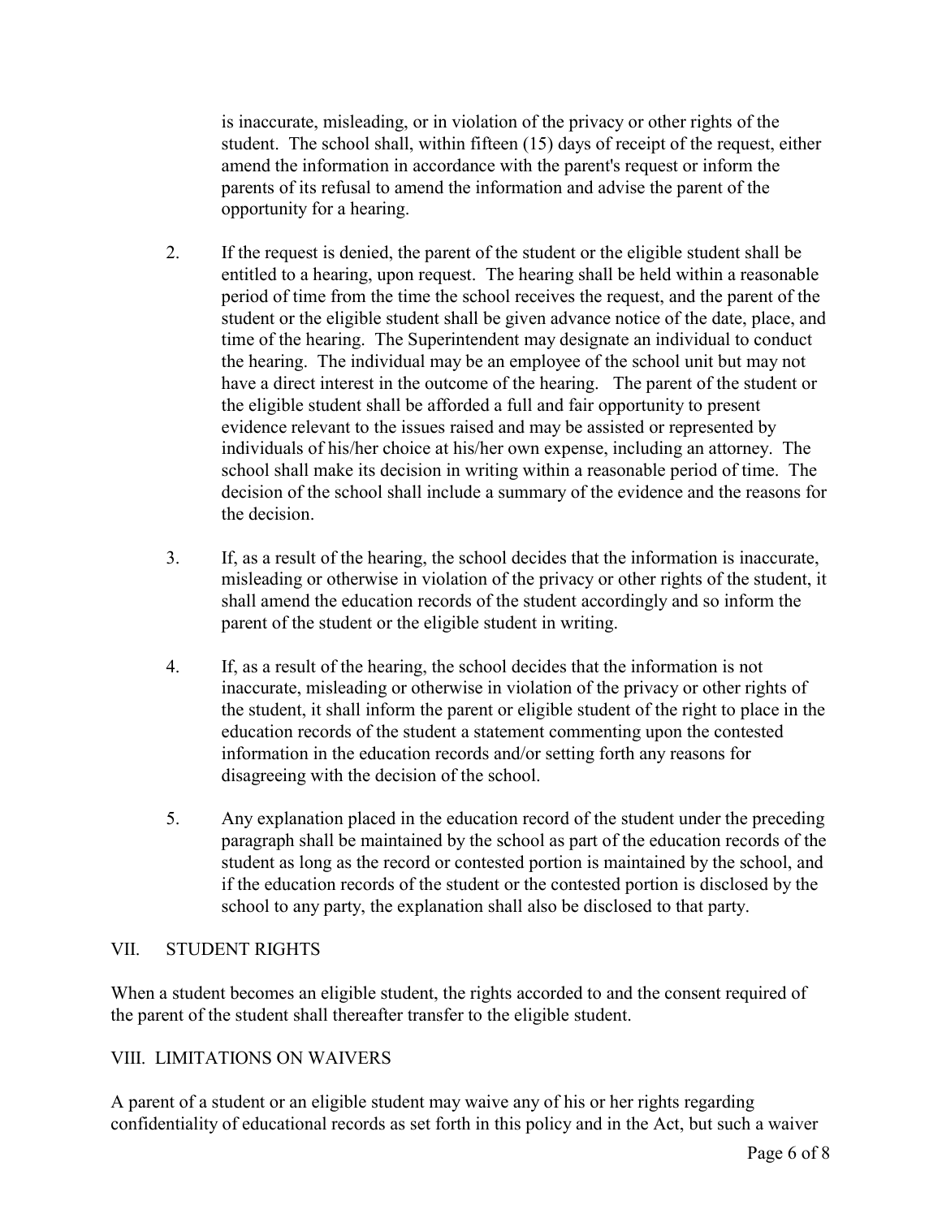is inaccurate, misleading, or in violation of the privacy or other rights of the student. The school shall, within fifteen (15) days of receipt of the request, either amend the information in accordance with the parent's request or inform the parents of its refusal to amend the information and advise the parent of the opportunity for a hearing.

2. If the request is denied, the parent of the student or the eligible student shall be entitled to a hearing, upon request. The hearing shall be held within a reasonable period of time from the time the school receives the request, and the parent of the student or the eligible student shall be given advance notice of the date, place, and time of the hearing. The Superintendent may designate an individual to conduct the hearing. The individual may be an employee of the school unit but may not have a direct interest in the outcome of the hearing. The parent of the student or the eligible student shall be afforded a full and fair opportunity to present evidence relevant to the issues raised and may be assisted or represented by individuals of his/her choice at his/her own expense, including an attorney. The school shall make its decision in writing within a reasonable period of time. The decision of the school shall include a summary of the evidence and the reasons for the decision.

3. If, as a result of the hearing, the school decides that the information is inaccurate, misleading or otherwise in violation of the privacy or other rights of the student, it shall amend the education records of the student accordingly and so inform the parent of the student or the eligible student in writing.

4. If, as a result of the hearing, the school decides that the information is not inaccurate, misleading or otherwise in violation of the privacy or other rights of the student, it shall inform the parent or eligible student of the right to place in the education records of the student a statement commenting upon the contested information in the education records and/or setting forth any reasons for disagreeing with the decision of the school.

5. Any explanation placed in the education record of the student under the preceding paragraph shall be maintained by the school as part of the education records of the student as long as the record or contested portion is maintained by the school, and if the education records of the student or the contested portion is disclosed by the school to any party, the explanation shall also be disclosed to that party.

## VII. STUDENT RIGHTS

When a student becomes an eligible student, the rights accorded to and the consent required of the parent of the student shall thereafter transfer to the eligible student.

## VIII. LIMITATIONS ON WAIVERS

A parent of a student or an eligible student may waive any of his or her rights regarding confidentiality of educational records as set forth in this policy and in the Act, but such a waiver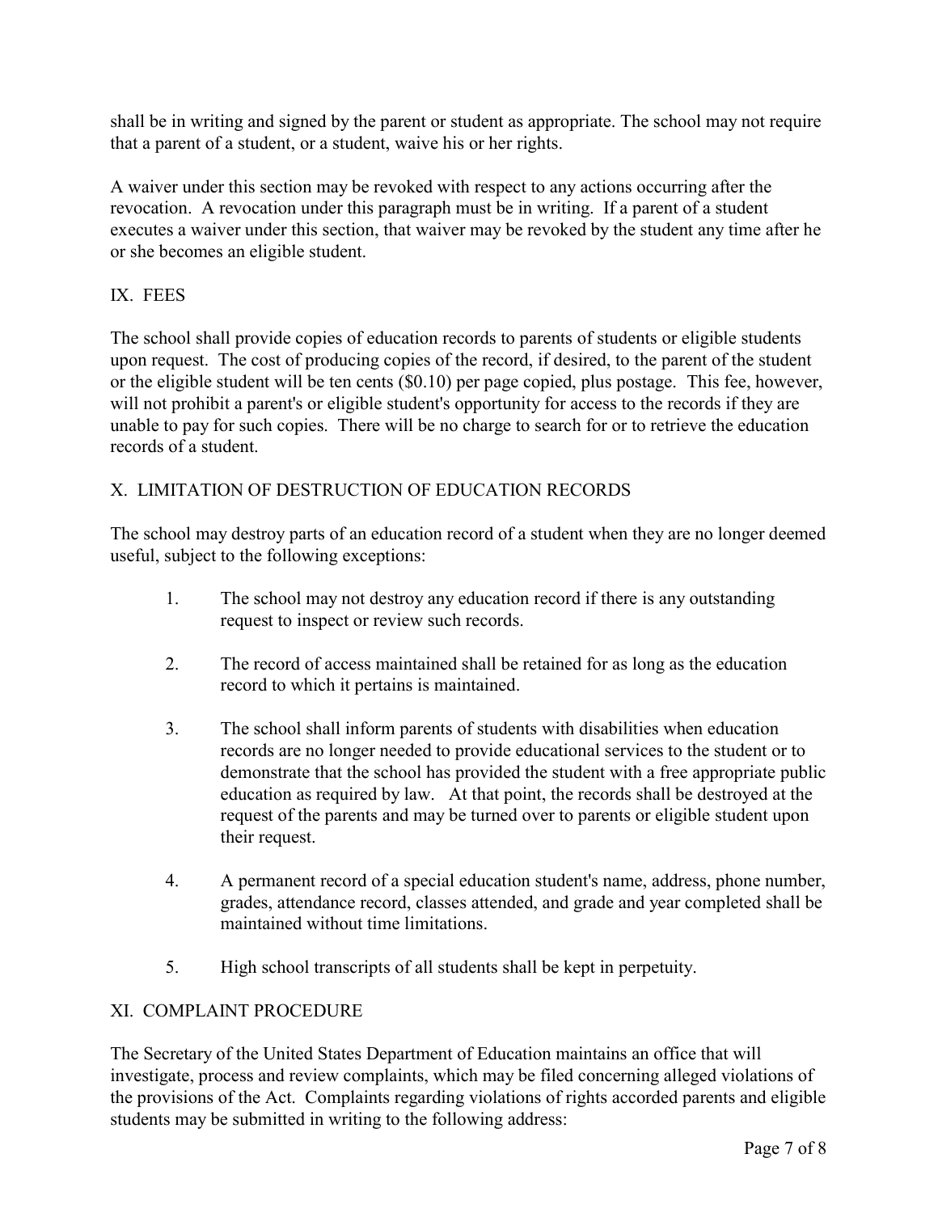shall be in writing and signed by the parent or student as appropriate. The school may not require that a parent of a student, or a student, waive his or her rights.

A waiver under this section may be revoked with respect to any actions occurring after the revocation. A revocation under this paragraph must be in writing. If a parent of a student executes a waiver under this section, that waiver may be revoked by the student any time after he or she becomes an eligible student.

## IX. FEES

The school shall provide copies of education records to parents of students or eligible students upon request. The cost of producing copies of the record, if desired, to the parent of the student or the eligible student will be ten cents ($0.10) per page copied, plus postage. This fee, however, will not prohibit a parent's or eligible student's opportunity for access to the records if they are unable to pay for such copies. There will be no charge to search for or to retrieve the education records of a student.

## X. LIMITATION OF DESTRUCTION OF EDUCATION RECORDS

The school may destroy parts of an education record of a student when they are no longer deemed useful, subject to the following exceptions:

1. The school may not destroy any education record if there is any outstanding request to inspect or review such records.

2. The record of access maintained shall be retained for as long as the education record to which it pertains is maintained.

3. The school shall inform parents of students with disabilities when education records are no longer needed to provide educational services to the student or to demonstrate that the school has provided the student with a free appropriate public education as required by law. At that point, the records shall be destroyed at the request of the parents and may be turned over to parents or eligible student upon their request.

4. A permanent record of a special education student's name, address, phone number, grades, attendance record, classes attended, and grade and year completed shall be maintained without time limitations.

5. High school transcripts of all students shall be kept in perpetuity.

## XI. COMPLAINT PROCEDURE

The Secretary of the United States Department of Education maintains an office that will investigate, process and review complaints, which may be filed concerning alleged violations of the provisions of the Act. Complaints regarding violations of rights accorded parents and eligible students may be submitted in writing to the following address: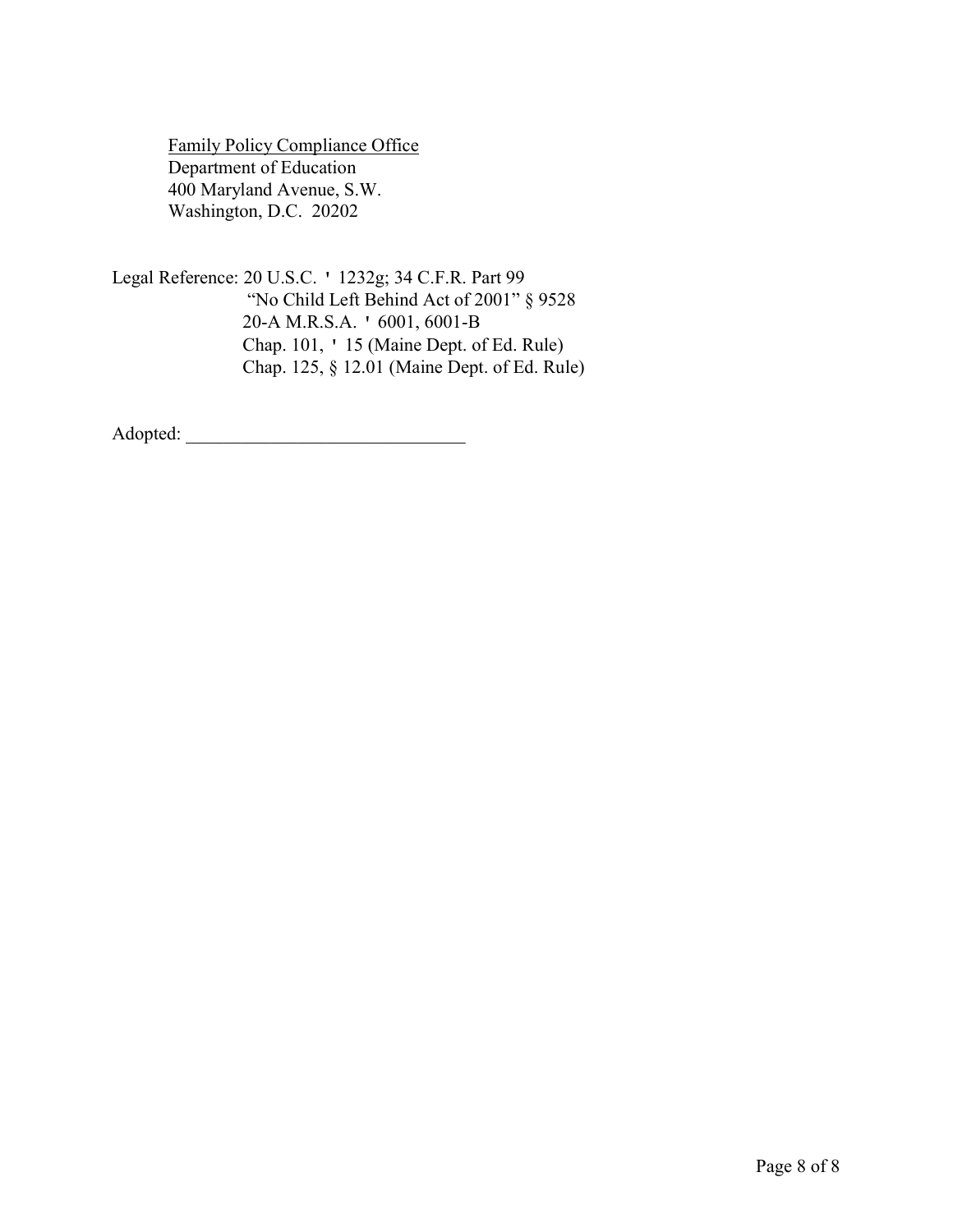Family Policy Compliance Office
Department of Education
400 Maryland Avenue, S.W.
Washington, D.C. 20202

Legal Reference: 20 U.S.C. ' 1232g; 34 C.F.R. Part 99
"No Child Left Behind Act of 2001" § 9528
20-A M.R.S.A. ' 6001, 6001-B
Chap. 101, ' 15 (Maine Dept. of Ed. Rule)
Chap. 125, § 12.01 (Maine Dept. of Ed. Rule)

Adopted: ______________________________